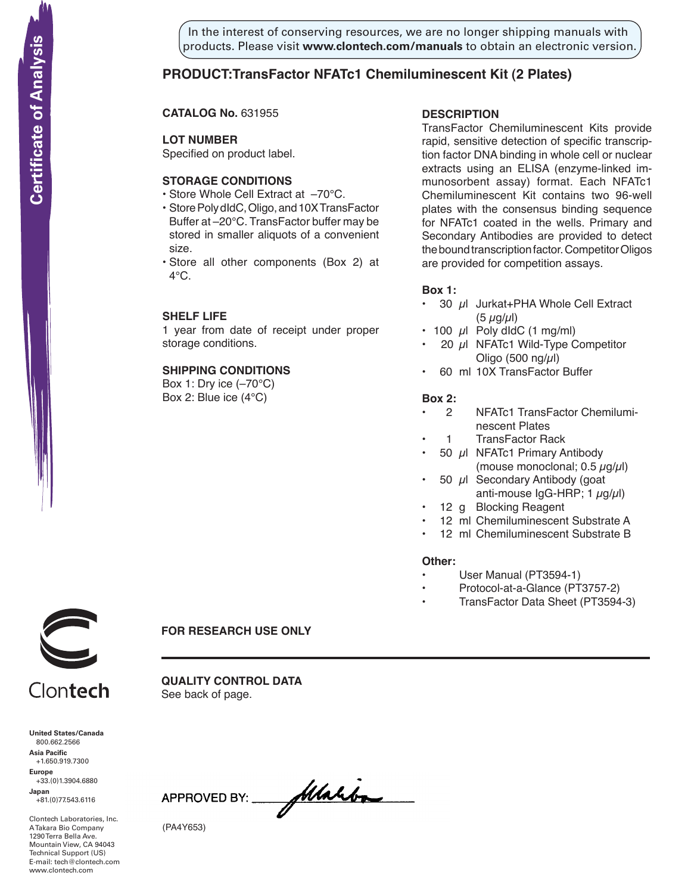In the interest of conserving resources, we are no longer shipping manuals with products. Please visit **www.clontech.com/manuals** to obtain an electronic version.

Certificate of Analysis

# PRODUCT:TransFactor NFATc1 Chemiluminescent Kit (2 Plates)

**CATALOG No.** 631955

**LOT NUMBER**
Specified on product label.

**STORAGE CONDITIONS**

- Store Whole Cell Extract at –70°C.
- Store Poly dIdC, Oligo, and 10X TransFactor Buffer at –20°C. TransFactor buffer may be stored in smaller aliquots of a convenient size.
- Store all other components (Box 2) at 4°C.

**SHELF LIFE**
1 year from date of receipt under proper storage conditions.

**SHIPPING CONDITIONS**
Box 1: Dry ice (–70°C)
Box 2: Blue ice (4°C)

**DESCRIPTION**
TransFactor Chemiluminescent Kits provide rapid, sensitive detection of specific transcription factor DNA binding in whole cell or nuclear extracts using an ELISA (enzyme-linked immunosorbent assay) format. Each NFATc1 Chemiluminescent Kit contains two 96-well plates with the consensus binding sequence for NFATc1 coated in the wells. Primary and Secondary Antibodies are provided to detect the bound transcription factor. Competitor Oligos are provided for competition assays.

**Box 1:**

- 30 μl Jurkat+PHA Whole Cell Extract (5 μg/μl)
- 100 μl Poly dIdC (1 mg/ml)
- 20 μl NFATc1 Wild-Type Competitor Oligo (500 ng/μl)
- 60 ml 10X TransFactor Buffer

**Box 2:**

- 2 NFATc1 TransFactor Chemiluminescent Plates
- 1 TransFactor Rack
- 50 μl NFATc1 Primary Antibody (mouse monoclonal; 0.5 μg/μl)
- 50 μl Secondary Antibody (goat anti-mouse IgG-HRP; 1 μg/μl)
- 12 g Blocking Reagent
- 12 ml Chemiluminescent Substrate A
- 12 ml Chemiluminescent Substrate B

**Other:**

- User Manual (PT3594-1)
- Protocol-at-a-Glance (PT3757-2)
- TransFactor Data Sheet (PT3594-3)

**FOR RESEARCH USE ONLY**

---

**QUALITY CONTROL DATA**
See back of page.

APPROVED BY: ____________

(PA4Y653)

Clontech

**United States/Canada**
800.662.2566
**Asia Pacific**
+1.650.919.7300
**Europe**
+33.(0)1.3904.6880
**Japan**
+81.(0)77.543.6116

Clontech Laboratories, Inc.
A Takara Bio Company
1290 Terra Bella Ave.
Mountain View, CA 94043
Technical Support (US)
E-mail: tech@clontech.com
www.clontech.com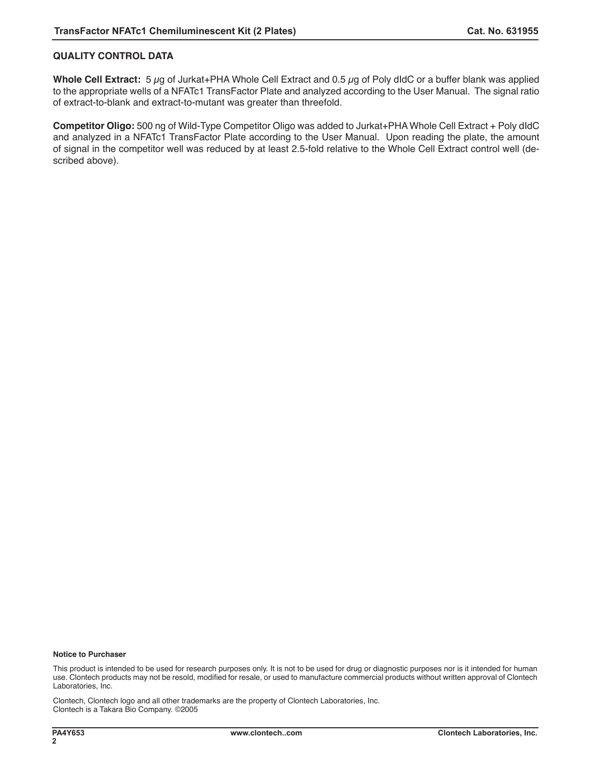## QUALITY CONTROL DATA

**Whole Cell Extract:** 5 µg of Jurkat+PHA Whole Cell Extract and 0.5 µg of Poly dIdC or a buffer blank was applied to the appropriate wells of a NFATc1 TransFactor Plate and analyzed according to the User Manual. The signal ratio of extract-to-blank and extract-to-mutant was greater than threefold.

**Competitor Oligo:** 500 ng of Wild-Type Competitor Oligo was added to Jurkat+PHA Whole Cell Extract + Poly dIdC and analyzed in a NFATc1 TransFactor Plate according to the User Manual. Upon reading the plate, the amount of signal in the competitor well was reduced by at least 2.5-fold relative to the Whole Cell Extract control well (described above).

**Notice to Purchaser**

This product is intended to be used for research purposes only. It is not to be used for drug or diagnostic purposes nor is it intended for human use. Clontech products may not be resold, modified for resale, or used to manufacture commercial products without written approval of Clontech Laboratories, Inc.

Clontech, Clontech logo and all other trademarks are the property of Clontech Laboratories, Inc.
Clontech is a Takara Bio Company. ©2005

PA4Y653